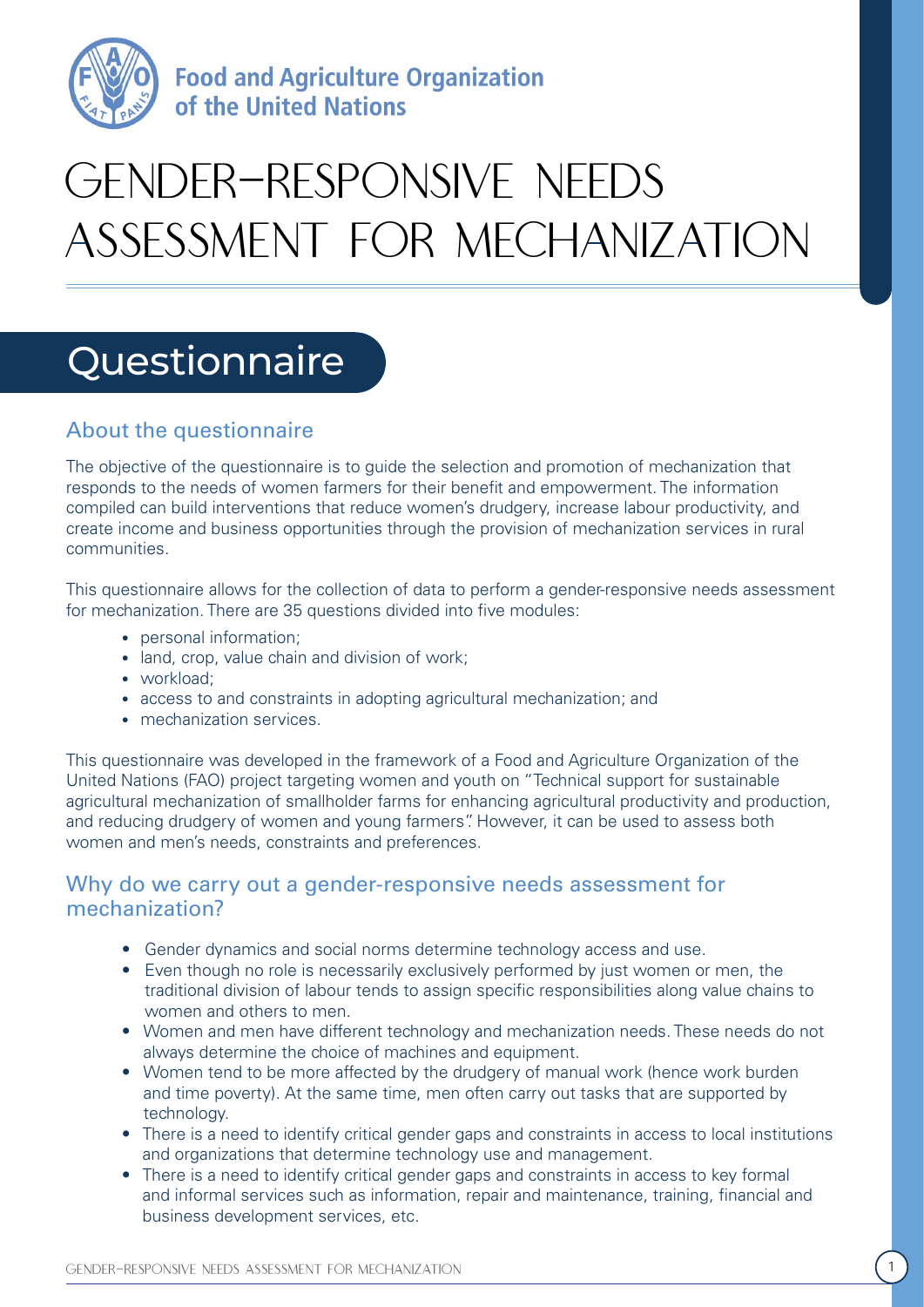Food and Agriculture Organization of the United Nations

# GENDER-RESPONSIVE NEEDS ASSESSMENT FOR MECHANIZATION

## Questionnaire

### About the questionnaire

The objective of the questionnaire is to guide the selection and promotion of mechanization that responds to the needs of women farmers for their benefit and empowerment. The information compiled can build interventions that reduce women's drudgery, increase labour productivity, and create income and business opportunities through the provision of mechanization services in rural communities.

This questionnaire allows for the collection of data to perform a gender-responsive needs assessment for mechanization. There are 35 questions divided into five modules:

- personal information;
- land, crop, value chain and division of work;
- workload;
- access to and constraints in adopting agricultural mechanization; and
- mechanization services.

This questionnaire was developed in the framework of a Food and Agriculture Organization of the United Nations (FAO) project targeting women and youth on "Technical support for sustainable agricultural mechanization of smallholder farms for enhancing agricultural productivity and production, and reducing drudgery of women and young farmers". However, it can be used to assess both women and men's needs, constraints and preferences.

### Why do we carry out a gender-responsive needs assessment for mechanization?

- Gender dynamics and social norms determine technology access and use.
- Even though no role is necessarily exclusively performed by just women or men, the traditional division of labour tends to assign specific responsibilities along value chains to women and others to men.
- Women and men have different technology and mechanization needs. These needs do not always determine the choice of machines and equipment.
- Women tend to be more affected by the drudgery of manual work (hence work burden and time poverty). At the same time, men often carry out tasks that are supported by technology.
- There is a need to identify critical gender gaps and constraints in access to local institutions and organizations that determine technology use and management.
- There is a need to identify critical gender gaps and constraints in access to key formal and informal services such as information, repair and maintenance, training, financial and business development services, etc.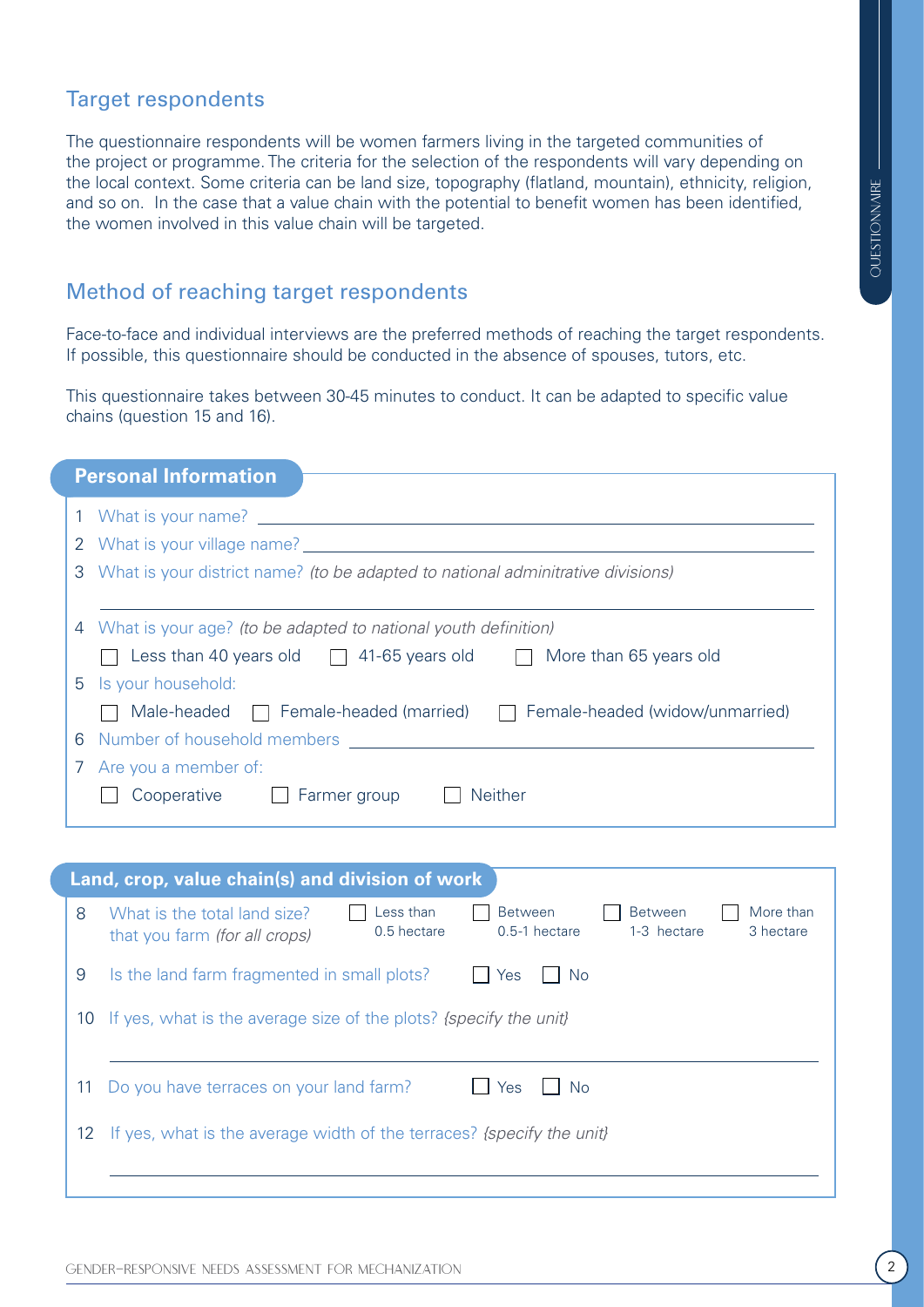## Target respondents

The questionnaire respondents will be women farmers living in the targeted communities of the project or programme. The criteria for the selection of the respondents will vary depending on the local context. Some criteria can be land size, topography (flatland, mountain), ethnicity, religion, and so on. In the case that a value chain with the potential to benefit women has been identified, the women involved in this value chain will be targeted.

## Method of reaching target respondents

Face-to-face and individual interviews are the preferred methods of reaching the target respondents. If possible, this questionnaire should be conducted in the absence of spouses, tutors, etc.

This questionnaire takes between 30-45 minutes to conduct. It can be adapted to specific value chains (question 15 and 16).

### Personal Information

1 What is your name? ______________________________

2 What is your village name? ______________________________

3 What is your district name? *(to be adapted to national adminitrative divisions)*

______________________________

4 What is your age? *(to be adapted to national youth definition)*

☐ Less than 40 years old ☐ 41-65 years old ☐ More than 65 years old

5 Is your household:

☐ Male-headed ☐ Female-headed (married) ☐ Female-headed (widow/unmarried)

6 Number of household members ______________________________

7 Are you a member of:

☐ Cooperative ☐ Farmer group ☐ Neither

### Land, crop, value chain(s) and division of work

8 What is the total land size? that you farm *(for all crops)* ☐ Less than 0.5 hectare ☐ Between 0.5-1 hectare ☐ Between 1-3 hectare ☐ More than 3 hectare

9 Is the land farm fragmented in small plots? ☐ Yes ☐ No

10 If yes, what is the average size of the plots? *{specify the unit}*

______________________________

11 Do you have terraces on your land farm? ☐ Yes ☐ No

12 If yes, what is the average width of the terraces? *{specify the unit}*

______________________________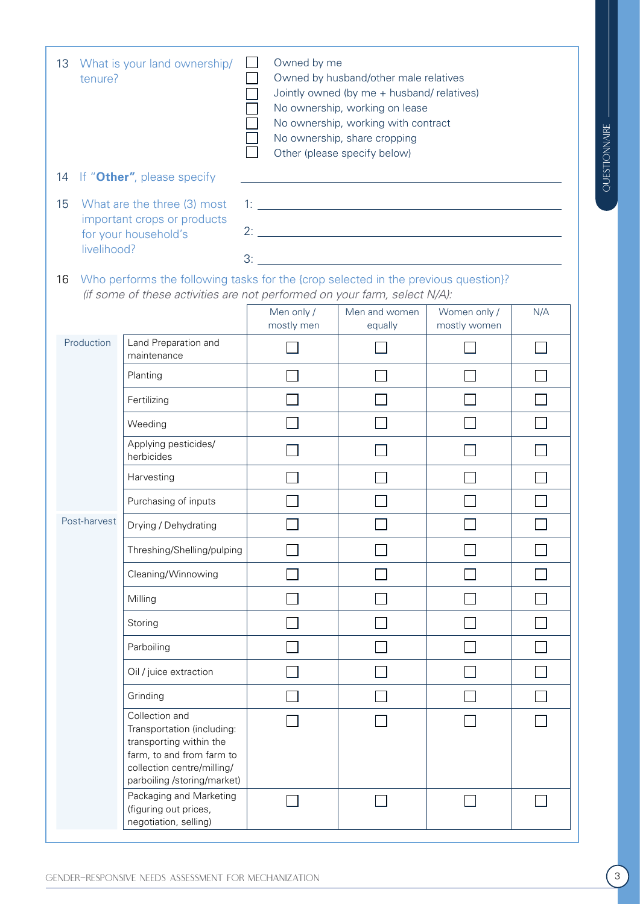13 What is your land ownership/ tenure?

- ☐ Owned by me
- ☐ Owned by husband/other male relatives
- ☐ Jointly owned (by me + husband/ relatives)
- ☐ No ownership, working on lease
- ☐ No ownership, working with contract
- ☐ No ownership, share cropping
- ☐ Other (please specify below)

14 If "**Other"**, please specify ______________________________

15 What are the three (3) most important crops or products for your household's livelihood?

1: ______________________________

2: ______________________________

3: ______________________________

16 Who performs the following tasks for the {crop selected in the previous question}?
*(if some of these activities are not performed on your farm, select N/A):*

| | | Men only / mostly men | Men and women equally | Women only / mostly women | N/A |
|---|---|---|---|---|---|
| Production | Land Preparation and maintenance | ☐ | ☐ | ☐ | ☐ |
| | Planting | ☐ | ☐ | ☐ | ☐ |
| | Fertilizing | ☐ | ☐ | ☐ | ☐ |
| | Weeding | ☐ | ☐ | ☐ | ☐ |
| | Applying pesticides/ herbicides | ☐ | ☐ | ☐ | ☐ |
| | Harvesting | ☐ | ☐ | ☐ | ☐ |
| | Purchasing of inputs | ☐ | ☐ | ☐ | ☐ |
| Post-harvest | Drying / Dehydrating | ☐ | ☐ | ☐ | ☐ |
| | Threshing/Shelling/pulping | ☐ | ☐ | ☐ | ☐ |
| | Cleaning/Winnowing | ☐ | ☐ | ☐ | ☐ |
| | Milling | ☐ | ☐ | ☐ | ☐ |
| | Storing | ☐ | ☐ | ☐ | ☐ |
| | Parboiling | ☐ | ☐ | ☐ | ☐ |
| | Oil / juice extraction | ☐ | ☐ | ☐ | ☐ |
| | Grinding | ☐ | ☐ | ☐ | ☐ |
| | Collection and Transportation (including: transporting within the farm, to and from farm to collection centre/milling/ parboiling /storing/market) | ☐ | ☐ | ☐ | ☐ |
| | Packaging and Marketing (figuring out prices, negotiation, selling) | ☐ | ☐ | ☐ | ☐ |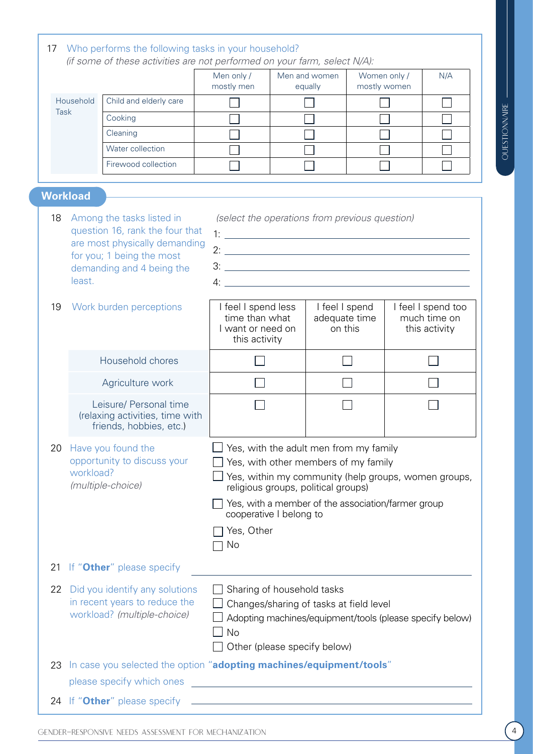17 Who performs the following tasks in your household?
*(if some of these activities are not performed on your farm, select N/A):*

| | | Men only / mostly men | Men and women equally | Women only / mostly women | N/A |
|---|---|---|---|---|---|
| Household Task | Child and elderly care | ☐ | ☐ | ☐ | ☐ |
| | Cooking | ☐ | ☐ | ☐ | ☐ |
| | Cleaning | ☐ | ☐ | ☐ | ☐ |
| | Water collection | ☐ | ☐ | ☐ | ☐ |
| | Firewood collection | ☐ | ☐ | ☐ | ☐ |

## Workload

18 Among the tasks listed in question 16, rank the four that are most physically demanding for you; 1 being the most demanding and 4 being the least.

*(select the operations from previous question)*

1: ______________________

2: ______________________

3: ______________________

4: ______________________

19 Work burden perceptions

| | I feel I spend less time than what I want or need on this activity | I feel I spend adequate time on this | I feel I spend too much time on this activity |
|---|---|---|---|
| Household chores | ☐ | ☐ | ☐ |
| Agriculture work | ☐ | ☐ | ☐ |
| Leisure/ Personal time (relaxing activities, time with friends, hobbies, etc.) | ☐ | ☐ | ☐ |

20 Have you found the opportunity to discuss your workload? *(multiple-choice)*

- ☐ Yes, with the adult men from my family
- ☐ Yes, with other members of my family
- ☐ Yes, within my community (help groups, women groups, religious groups, political groups)
- ☐ Yes, with a member of the association/farmer group cooperative I belong to
- ☐ Yes, Other
- ☐ No

21 If "**Other**" please specify ______________________

22 Did you identify any solutions in recent years to reduce the workload? *(multiple-choice)*

- ☐ Sharing of household tasks
- ☐ Changes/sharing of tasks at field level
- ☐ Adopting machines/equipment/tools (please specify below)
- ☐ No
- ☐ Other (please specify below)

23 In case you selected the option "**adopting machines/equipment/tools**" please specify which ones ______________________

24 If "**Other**" please specify ______________________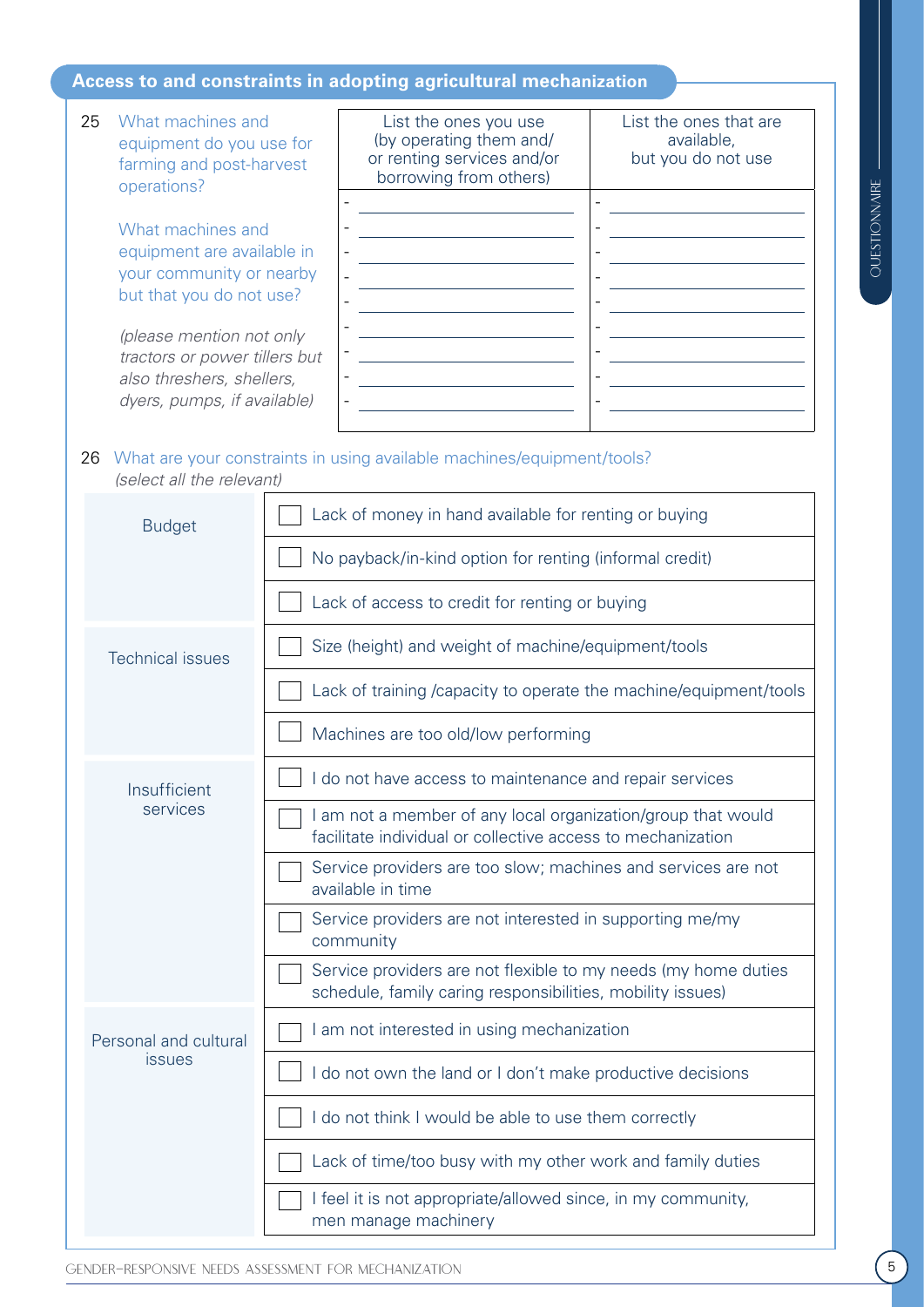## Access to and constraints in adopting agricultural mechanization

25 What machines and equipment do you use for farming and post-harvest operations?

What machines and equipment are available in your community or nearby but that you do not use?

*(please mention not only tractors or power tillers but also threshers, shellers, dyers, pumps, if available)*

| List the ones you use (by operating them and/ or renting services and/or borrowing from others) | List the ones that are available, but you do not use |
|---|---|
| - | - |
| - | - |
| - | - |
| - | - |
| - | - |
| - | - |
| - | - |
| - | - |
| - | - |

26 What are your constraints in using available machines/equipment/tools?
*(select all the relevant)*

| | |
|---|---|
| Budget | ☐ Lack of money in hand available for renting or buying |
| | ☐ No payback/in-kind option for renting (informal credit) |
| | ☐ Lack of access to credit for renting or buying |
| Technical issues | ☐ Size (height) and weight of machine/equipment/tools |
| | ☐ Lack of training /capacity to operate the machine/equipment/tools |
| | ☐ Machines are too old/low performing |
| Insufficient services | ☐ I do not have access to maintenance and repair services |
| | ☐ I am not a member of any local organization/group that would facilitate individual or collective access to mechanization |
| | ☐ Service providers are too slow; machines and services are not available in time |
| | ☐ Service providers are not interested in supporting me/my community |
| | ☐ Service providers are not flexible to my needs (my home duties schedule, family caring responsibilities, mobility issues) |
| Personal and cultural issues | ☐ I am not interested in using mechanization |
| | ☐ I do not own the land or I don't make productive decisions |
| | ☐ I do not think I would be able to use them correctly |
| | ☐ Lack of time/too busy with my other work and family duties |
| | ☐ I feel it is not appropriate/allowed since, in my community, men manage machinery |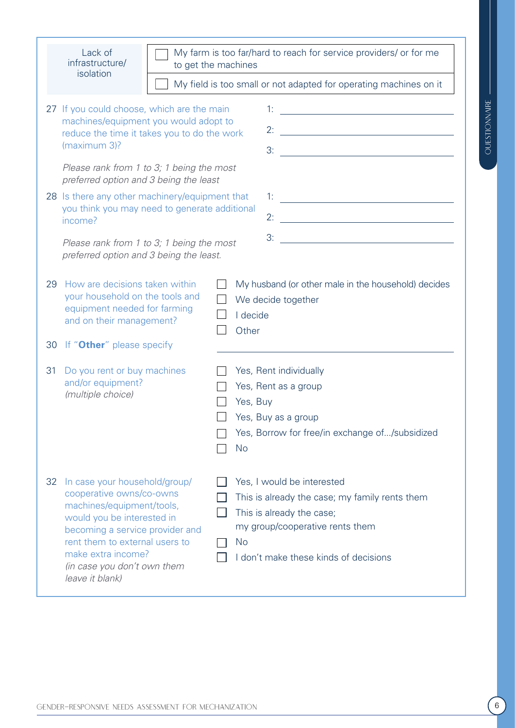| Lack of infrastructure/ isolation | ☐ My farm is too far/hard to reach for service providers/ or for me to get the machines |
| --- | --- |
| | ☐ My field is too small or not adapted for operating machines on it |

27 If you could choose, which are the main machines/equipment you would adopt to reduce the time it takes you to do the work (maximum 3)?

*Please rank from 1 to 3; 1 being the most preferred option and 3 being the least*

1: ______________________

2: ______________________

3: ______________________

28 Is there any other machinery/equipment that you think you may need to generate additional income?

*Please rank from 1 to 3; 1 being the most preferred option and 3 being the least.*

1: ______________________

2: ______________________

3: ______________________

29 How are decisions taken within your household on the tools and equipment needed for farming and on their management?

- ☐ My husband (or other male in the household) decides
- ☐ We decide together
- ☐ I decide
- ☐ Other

30 If "**Other**" please specify ______________________

31 Do you rent or buy machines and/or equipment? *(multiple choice)*

- ☐ Yes, Rent individually
- ☐ Yes, Rent as a group
- ☐ Yes, Buy
- ☐ Yes, Buy as a group
- ☐ Yes, Borrow for free/in exchange of.../subsidized
- ☐ No

32 In case your household/group/ cooperative owns/co-owns machines/equipment/tools, would you be interested in becoming a service provider and rent them to external users to make extra income? *(in case you don't own them leave it blank)*

- ☐ Yes, I would be interested
- ☐ This is already the case; my family rents them
- ☐ This is already the case; my group/cooperative rents them
- ☐ No
- ☐ I don't make these kinds of decisions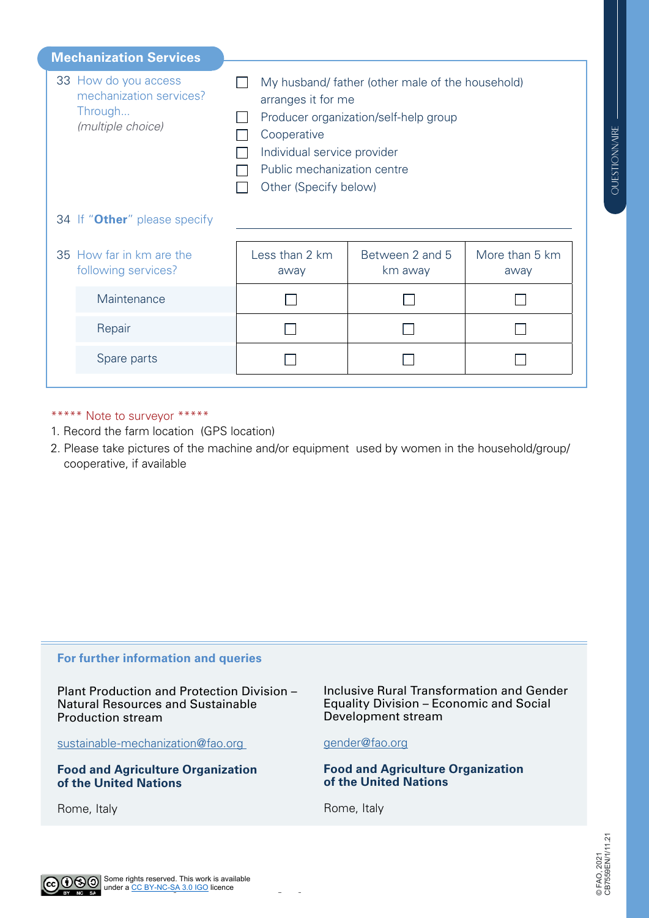## Mechanization Services

33 How do you access mechanization services? Through...
*(multiple choice)*

- ☐ My husband/ father (other male of the household) arranges it for me
- ☐ Producer organization/self-help group
- ☐ Cooperative
- ☐ Individual service provider
- ☐ Public mechanization centre
- ☐ Other (Specify below)

34 If "**Other**" please specify ______________________________

35 How far in km are the following services?

| | Less than 2 km away | Between 2 and 5 km away | More than 5 km away |
|---|---|---|---|
| Maintenance | ☐ | ☐ | ☐ |
| Repair | ☐ | ☐ | ☐ |
| Spare parts | ☐ | ☐ | ☐ |

***** Note to surveyor *****

1. Record the farm location (GPS location)
2. Please take pictures of the machine and/or equipment used by women in the household/group/cooperative, if available

### For further information and queries

Plant Production and Protection Division – Natural Resources and Sustainable Production stream

sustainable-mechanization@fao.org

**Food and Agriculture Organization of the United Nations**

Rome, Italy

Inclusive Rural Transformation and Gender Equality Division – Economic and Social Development stream

gender@fao.org

**Food and Agriculture Organization of the United Nations**

Rome, Italy

Some rights reserved. This work is available under a CC BY-NC-SA 3.0 IGO licence

© FAO, 2021
CB7559EN/1/11.21